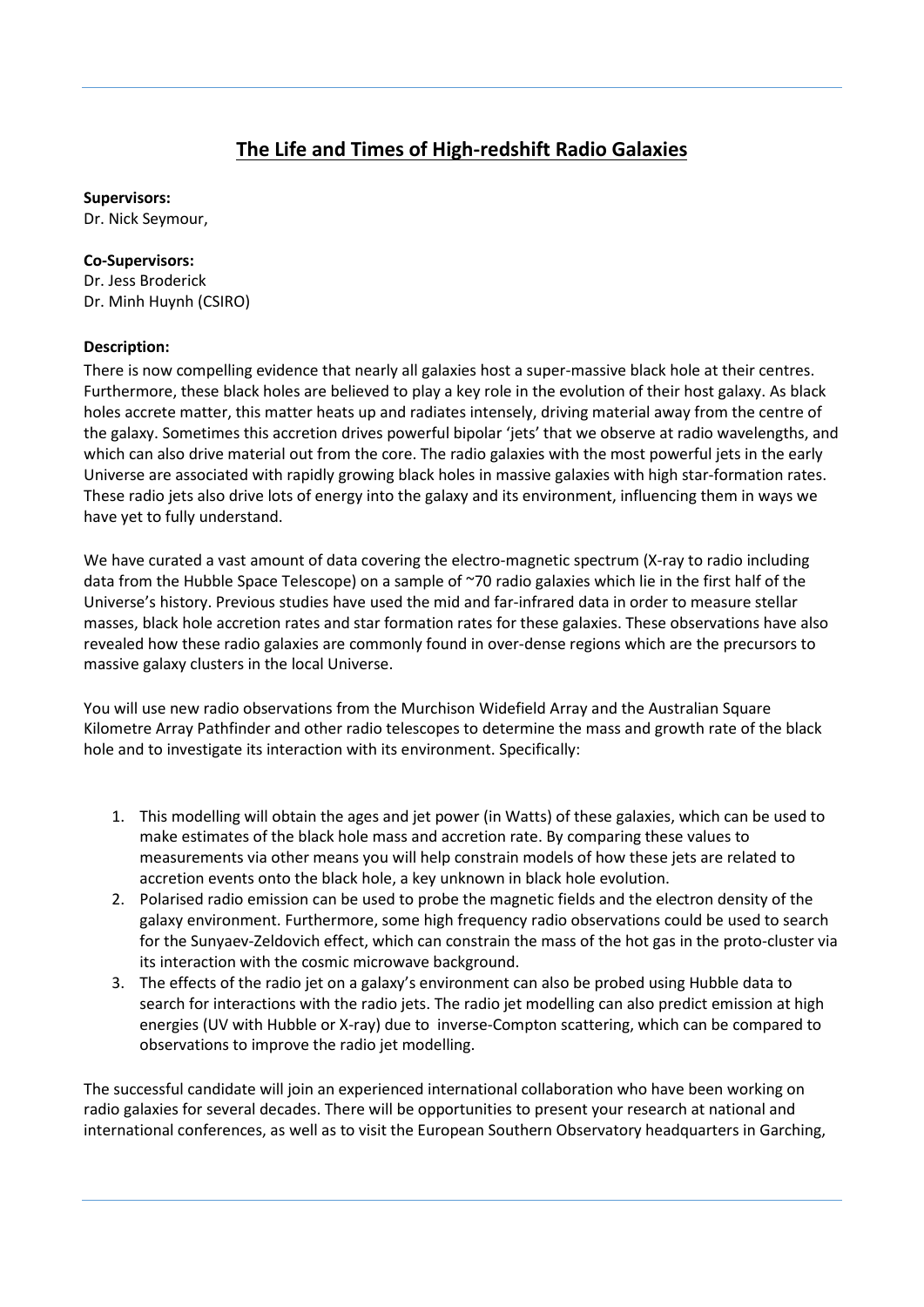# The Life and Times of High-redshift Radio Galaxies

**Supervisors:**
Dr. Nick Seymour,

**Co-Supervisors:**
Dr. Jess Broderick
Dr. Minh Huynh (CSIRO)

**Description:**
There is now compelling evidence that nearly all galaxies host a super-massive black hole at their centres. Furthermore, these black holes are believed to play a key role in the evolution of their host galaxy. As black holes accrete matter, this matter heats up and radiates intensely, driving material away from the centre of the galaxy. Sometimes this accretion drives powerful bipolar 'jets' that we observe at radio wavelengths, and which can also drive material out from the core. The radio galaxies with the most powerful jets in the early Universe are associated with rapidly growing black holes in massive galaxies with high star-formation rates. These radio jets also drive lots of energy into the galaxy and its environment, influencing them in ways we have yet to fully understand.

We have curated a vast amount of data covering the electro-magnetic spectrum (X-ray to radio including data from the Hubble Space Telescope) on a sample of ~70 radio galaxies which lie in the first half of the Universe's history. Previous studies have used the mid and far-infrared data in order to measure stellar masses, black hole accretion rates and star formation rates for these galaxies. These observations have also revealed how these radio galaxies are commonly found in over-dense regions which are the precursors to massive galaxy clusters in the local Universe.

You will use new radio observations from the Murchison Widefield Array and the Australian Square Kilometre Array Pathfinder and other radio telescopes to determine the mass and growth rate of the black hole and to investigate its interaction with its environment. Specifically:

1. This modelling will obtain the ages and jet power (in Watts) of these galaxies, which can be used to make estimates of the black hole mass and accretion rate. By comparing these values to measurements via other means you will help constrain models of how these jets are related to accretion events onto the black hole, a key unknown in black hole evolution.
2. Polarised radio emission can be used to probe the magnetic fields and the electron density of the galaxy environment. Furthermore, some high frequency radio observations could be used to search for the Sunyaev-Zeldovich effect, which can constrain the mass of the hot gas in the proto-cluster via its interaction with the cosmic microwave background.
3. The effects of the radio jet on a galaxy's environment can also be probed using Hubble data to search for interactions with the radio jets. The radio jet modelling can also predict emission at high energies (UV with Hubble or X-ray) due to inverse-Compton scattering, which can be compared to observations to improve the radio jet modelling.

The successful candidate will join an experienced international collaboration who have been working on radio galaxies for several decades. There will be opportunities to present your research at national and international conferences, as well as to visit the European Southern Observatory headquarters in Garching,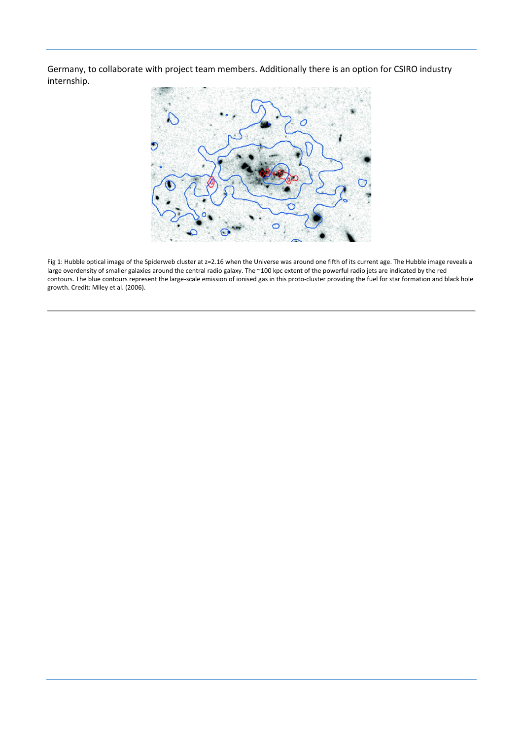Germany, to collaborate with project team members. Additionally there is an option for CSIRO industry internship.

Fig 1: Hubble optical image of the Spiderweb cluster at z=2.16 when the Universe was around one fifth of its current age. The Hubble image reveals a large overdensity of smaller galaxies around the central radio galaxy. The ~100 kpc extent of the powerful radio jets are indicated by the red contours. The blue contours represent the large-scale emission of ionised gas in this proto-cluster providing the fuel for star formation and black hole growth. Credit: Miley et al. (2006).